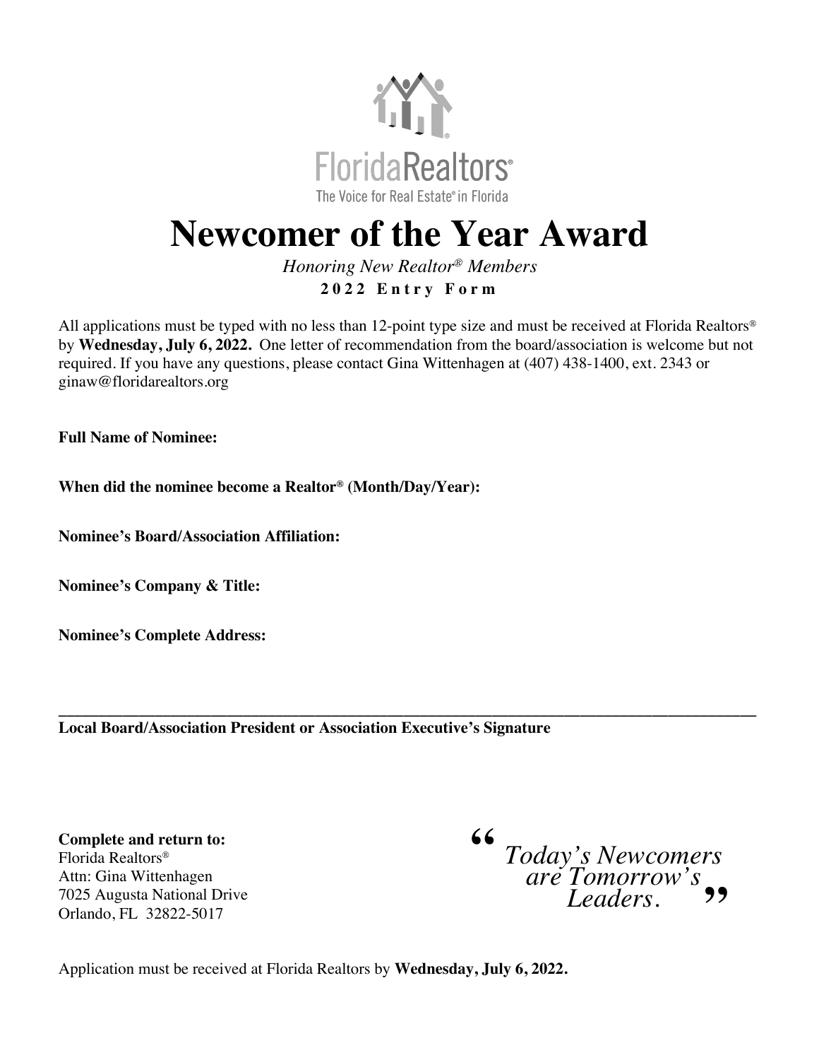FloridaRealtors®

The Voice for Real Estate® in Florida

# Newcomer of the Year Award

*Honoring New Realtor® Members*

**2022 Entry Form**

All applications must be typed with no less than 12-point type size and must be received at Florida Realtors® by **Wednesday, July 6, 2022.** One letter of recommendation from the board/association is welcome but not required. If you have any questions, please contact Gina Wittenhagen at (407) 438-1400, ext. 2343 or ginaw@floridarealtors.org

**Full Name of Nominee:**

**When did the nominee become a Realtor® (Month/Day/Year):**

**Nominee's Board/Association Affiliation:**

**Nominee's Company & Title:**

**Nominee's Complete Address:**

___________________________________________________________________________

**Local Board/Association President or Association Executive's Signature**

**Complete and return to:**
Florida Realtors®
Attn: Gina Wittenhagen
7025 Augusta National Drive
Orlando, FL 32822-5017

*"Today's Newcomers are Tomorrow's Leaders."*

Application must be received at Florida Realtors by **Wednesday, July 6, 2022.**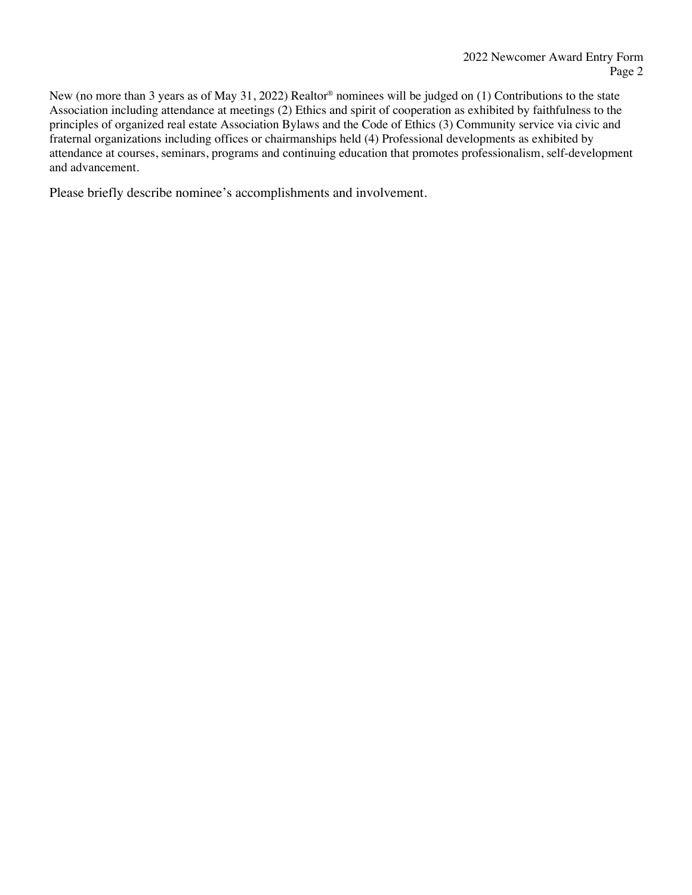New (no more than 3 years as of May 31, 2022) Realtor® nominees will be judged on (1) Contributions to the state Association including attendance at meetings (2) Ethics and spirit of cooperation as exhibited by faithfulness to the principles of organized real estate Association Bylaws and the Code of Ethics (3) Community service via civic and fraternal organizations including offices or chairmanships held (4) Professional developments as exhibited by attendance at courses, seminars, programs and continuing education that promotes professionalism, self-development and advancement.

Please briefly describe nominee's accomplishments and involvement.